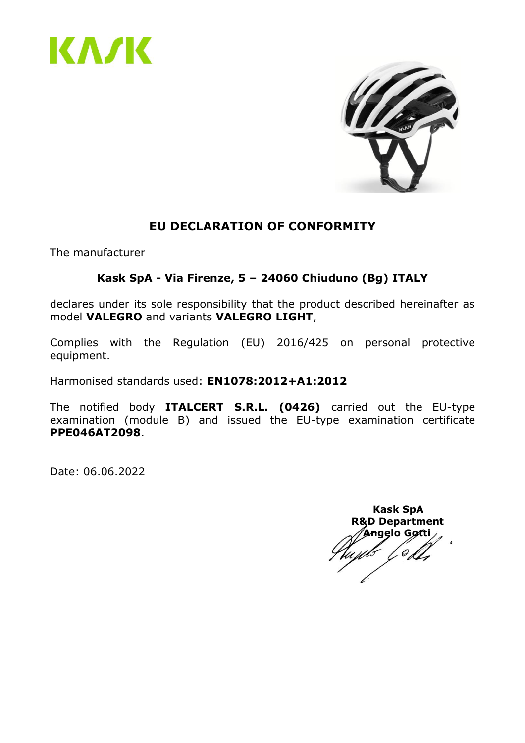# EU DECLARATION OF CONFORMITY

The manufacturer

**Kask SpA - Via Firenze, 5 – 24060 Chiuduno (Bg) ITALY**

declares under its sole responsibility that the product described hereinafter as model **VALEGRO** and variants **VALEGRO LIGHT**,

Complies with the Regulation (EU) 2016/425 on personal protective equipment.

Harmonised standards used: **EN1078:2012+A1:2012**

The notified body **ITALCERT S.R.L. (0426)** carried out the EU-type examination (module B) and issued the EU-type examination certificate **PPE046AT2098**.

Date: 06.06.2022

**Kask SpA**
**R&D Department**
**Angelo Gotti**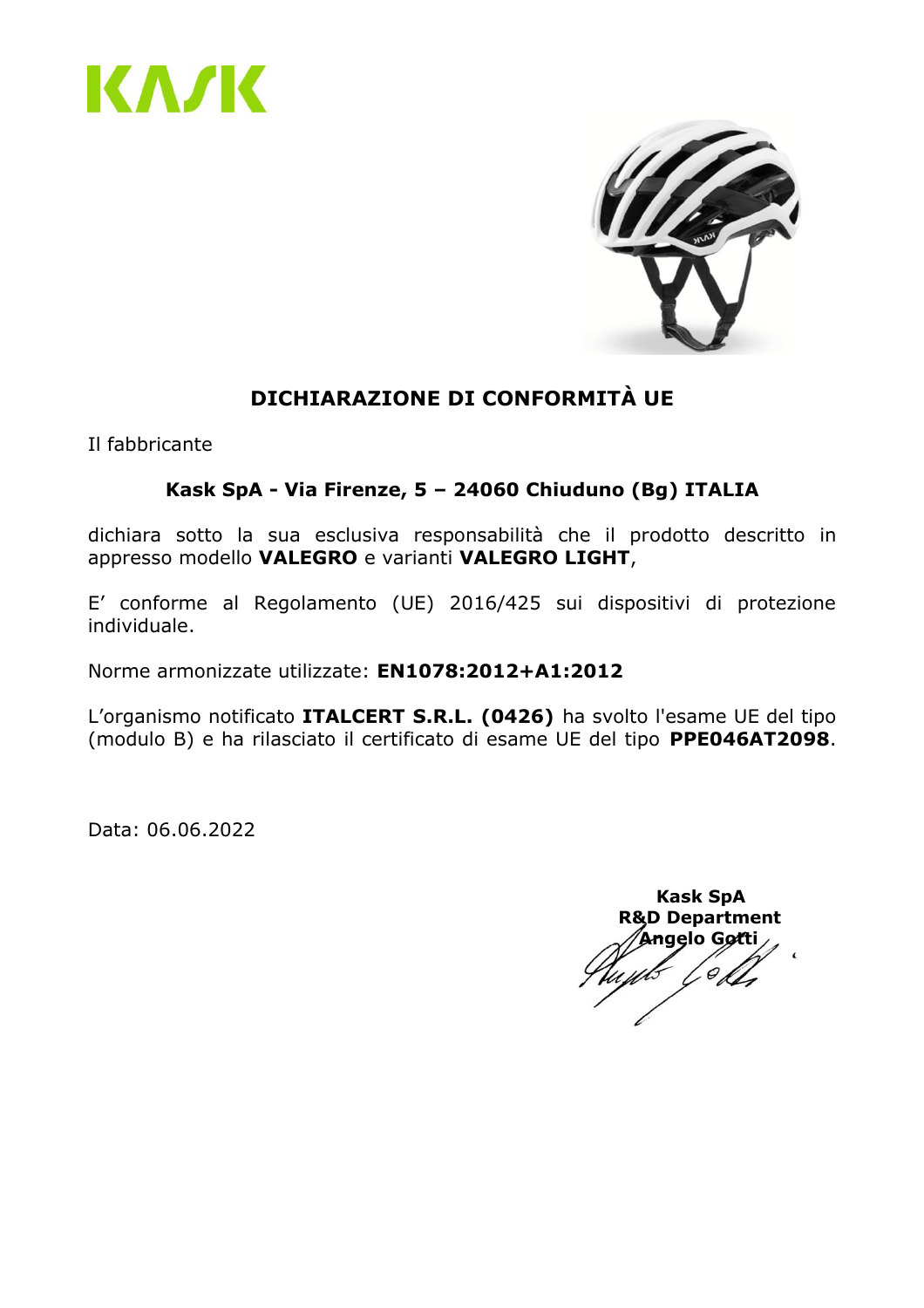KASK

## DICHIARAZIONE DI CONFORMITÀ UE

Il fabbricante

**Kask SpA - Via Firenze, 5 – 24060 Chiuduno (Bg) ITALIA**

dichiara sotto la sua esclusiva responsabilità che il prodotto descritto in appresso modello **VALEGRO** e varianti **VALEGRO LIGHT**,

E' conforme al Regolamento (UE) 2016/425 sui dispositivi di protezione individuale.

Norme armonizzate utilizzate: **EN1078:2012+A1:2012**

L'organismo notificato **ITALCERT S.R.L. (0426)** ha svolto l'esame UE del tipo (modulo B) e ha rilasciato il certificato di esame UE del tipo **PPE046AT2098**.

Data: 06.06.2022

**Kask SpA**
**R&D Department**
**Angelo Gotti**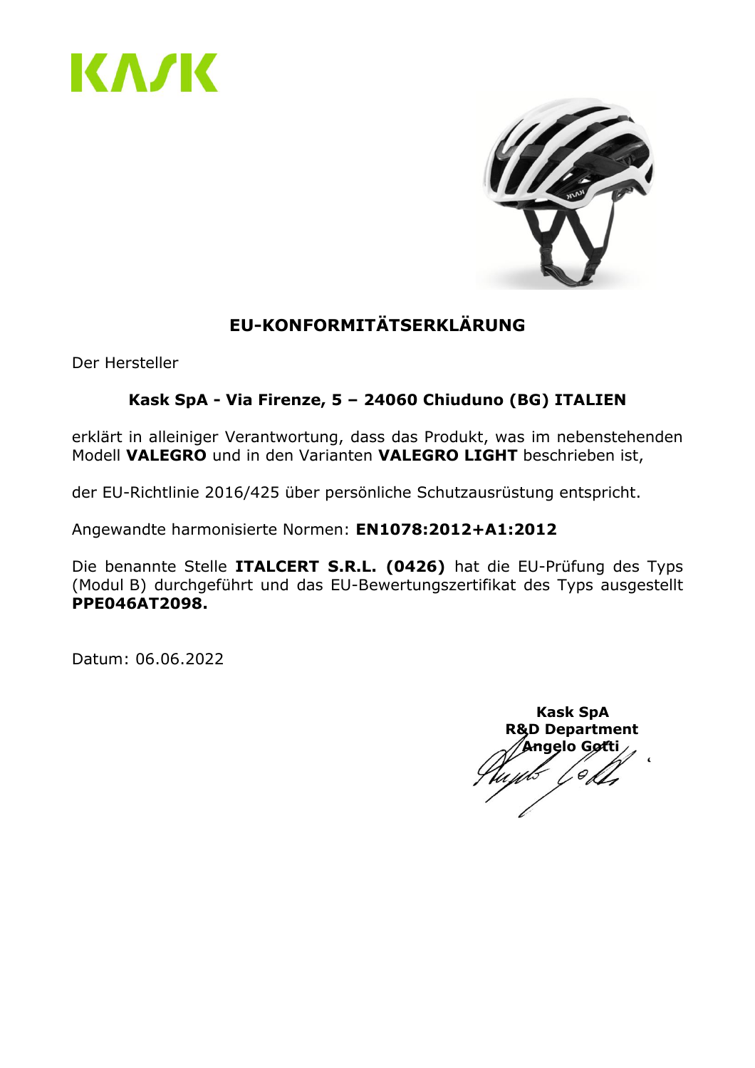KASK

## EU-KONFORMITÄTSERKLÄRUNG

Der Hersteller

**Kask SpA - Via Firenze, 5 – 24060 Chiuduno (BG) ITALIEN**

erklärt in alleiniger Verantwortung, dass das Produkt, was im nebenstehenden Modell **VALEGRO** und in den Varianten **VALEGRO LIGHT** beschrieben ist,

der EU-Richtlinie 2016/425 über persönliche Schutzausrüstung entspricht.

Angewandte harmonisierte Normen: **EN1078:2012+A1:2012**

Die benannte Stelle **ITALCERT S.R.L. (0426)** hat die EU-Prüfung des Typs (Modul B) durchgeführt und das EU-Bewertungszertifikat des Typs ausgestellt **PPE046AT2098.**

Datum: 06.06.2022

**Kask SpA**
**R&D Department**
**Angelo Gotti**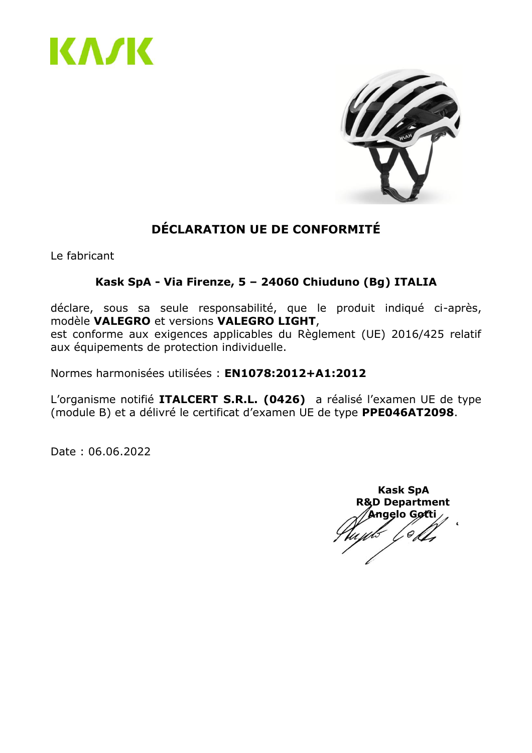KASK

# DÉCLARATION UE DE CONFORMITÉ

Le fabricant

**Kask SpA - Via Firenze, 5 – 24060 Chiuduno (Bg) ITALIA**

déclare, sous sa seule responsabilité, que le produit indiqué ci-après, modèle **VALEGRO** et versions **VALEGRO LIGHT**,
est conforme aux exigences applicables du Règlement (UE) 2016/425 relatif aux équipements de protection individuelle.

Normes harmonisées utilisées : **EN1078:2012+A1:2012**

L'organisme notifié **ITALCERT S.R.L. (0426)** a réalisé l'examen UE de type (module B) et a délivré le certificat d'examen UE de type **PPE046AT2098**.

Date : 06.06.2022

**Kask SpA**
**R&D Department**
**Angelo Gotti**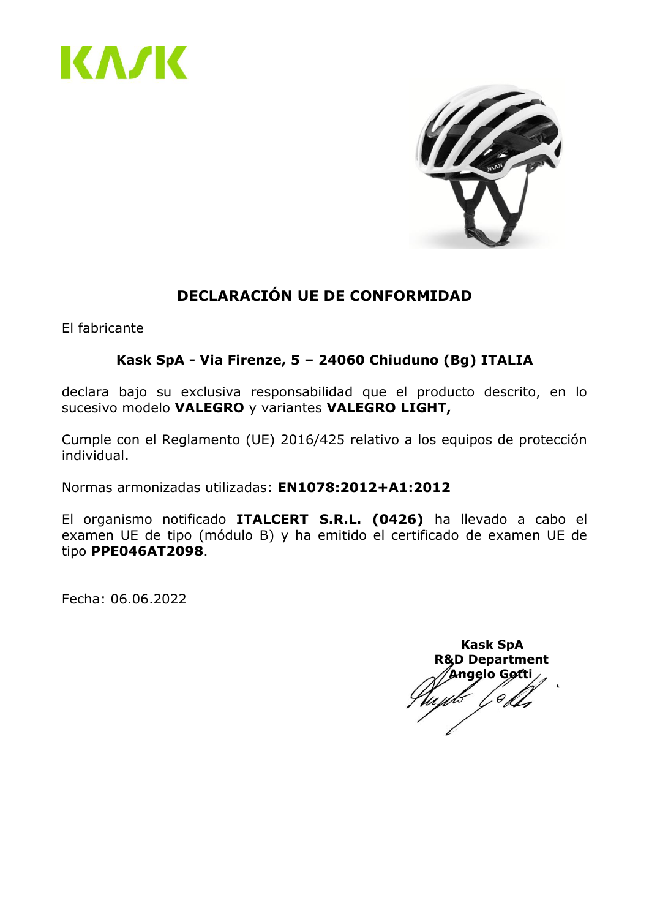KASK

# DECLARACIÓN UE DE CONFORMIDAD

El fabricante

**Kask SpA - Via Firenze, 5 – 24060 Chiuduno (Bg) ITALIA**

declara bajo su exclusiva responsabilidad que el producto descrito, en lo sucesivo modelo **VALEGRO** y variantes **VALEGRO LIGHT,**

Cumple con el Reglamento (UE) 2016/425 relativo a los equipos de protección individual.

Normas armonizadas utilizadas: **EN1078:2012+A1:2012**

El organismo notificado **ITALCERT S.R.L. (0426)** ha llevado a cabo el examen UE de tipo (módulo B) y ha emitido el certificado de examen UE de tipo **PPE046AT2098**.

Fecha: 06.06.2022

**Kask SpA**
**R&D Department**
**Angelo Gotti**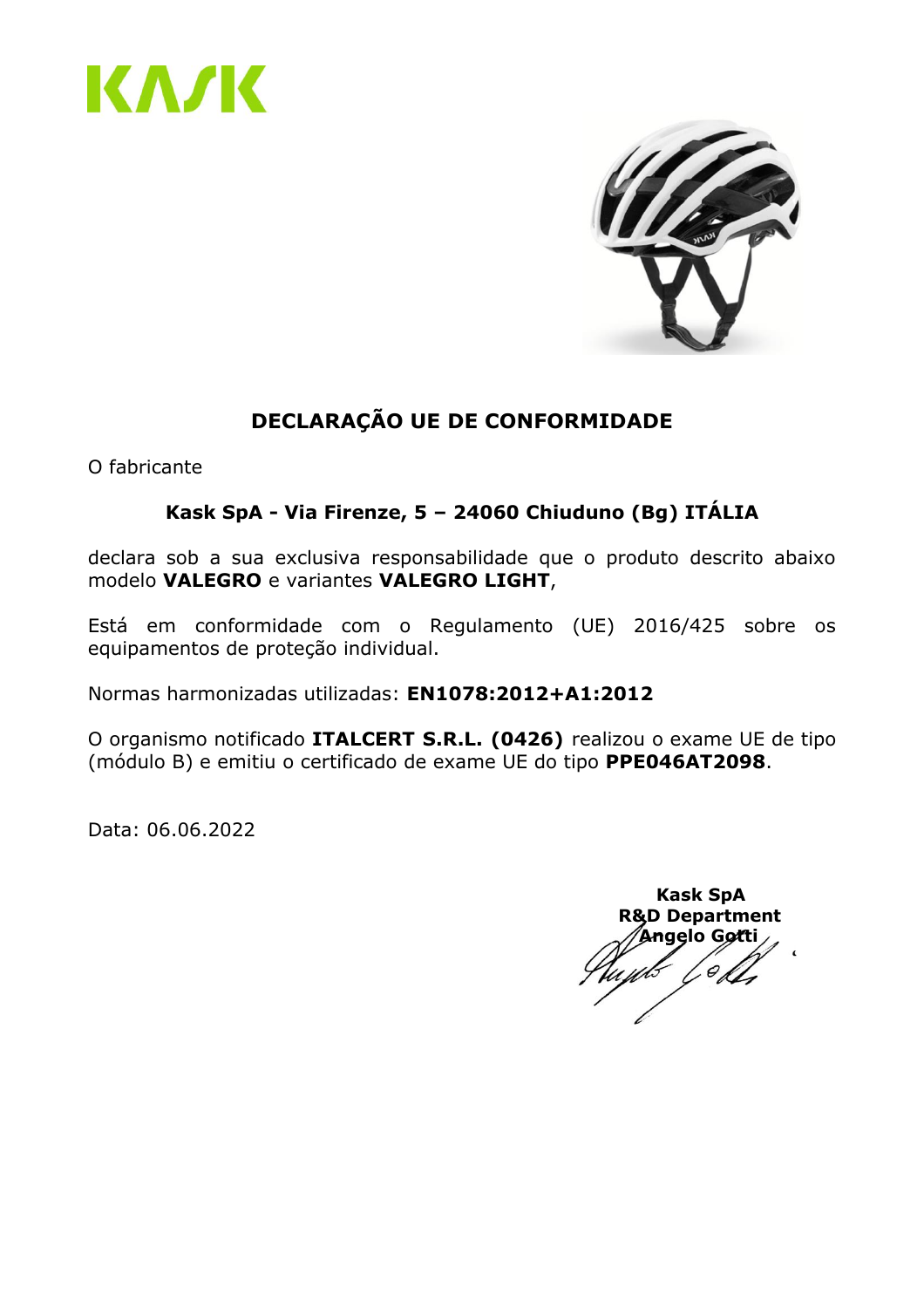# DECLARAÇÃO UE DE CONFORMIDADE

O fabricante

**Kask SpA - Via Firenze, 5 – 24060 Chiuduno (Bg) ITÁLIA**

declara sob a sua exclusiva responsabilidade que o produto descrito abaixo modelo **VALEGRO** e variantes **VALEGRO LIGHT**,

Está em conformidade com o Regulamento (UE) 2016/425 sobre os equipamentos de proteção individual.

Normas harmonizadas utilizadas: **EN1078:2012+A1:2012**

O organismo notificado **ITALCERT S.R.L. (0426)** realizou o exame UE de tipo (módulo B) e emitiu o certificado de exame UE do tipo **PPE046AT2098**.

Data: 06.06.2022

**Kask SpA**
**R&D Department**
**Angelo Gotti**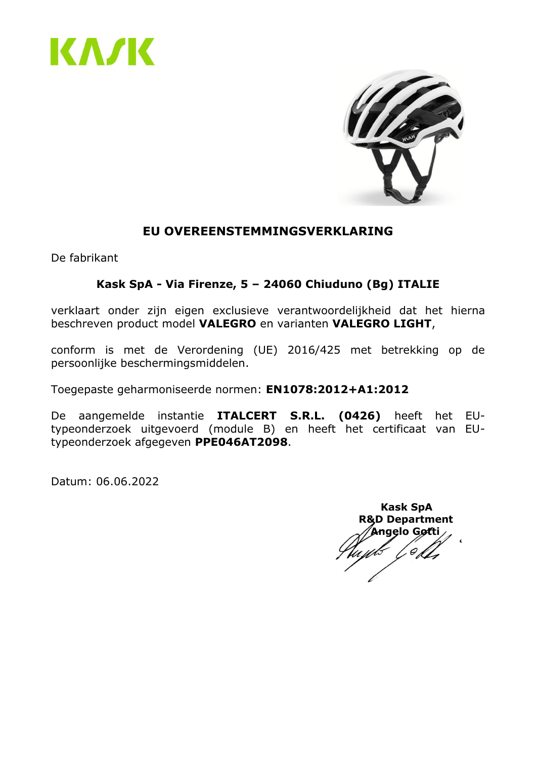KASK

## EU OVEREENSTEMMINGSVERKLARING

De fabrikant

**Kask SpA - Via Firenze, 5 – 24060 Chiuduno (Bg) ITALIE**

verklaart onder zijn eigen exclusieve verantwoordelijkheid dat het hierna beschreven product model **VALEGRO** en varianten **VALEGRO LIGHT**,

conform is met de Verordening (UE) 2016/425 met betrekking op de persoonlijke beschermingsmiddelen.

Toegepaste geharmoniseerde normen: **EN1078:2012+A1:2012**

De aangemelde instantie **ITALCERT S.R.L. (0426)** heeft het EU-typeonderzoek uitgevoerd (module B) en heeft het certificaat van EU-typeonderzoek afgegeven **PPE046AT2098**.

Datum: 06.06.2022

**Kask SpA**
**R&D Department**
**Angelo Gotti**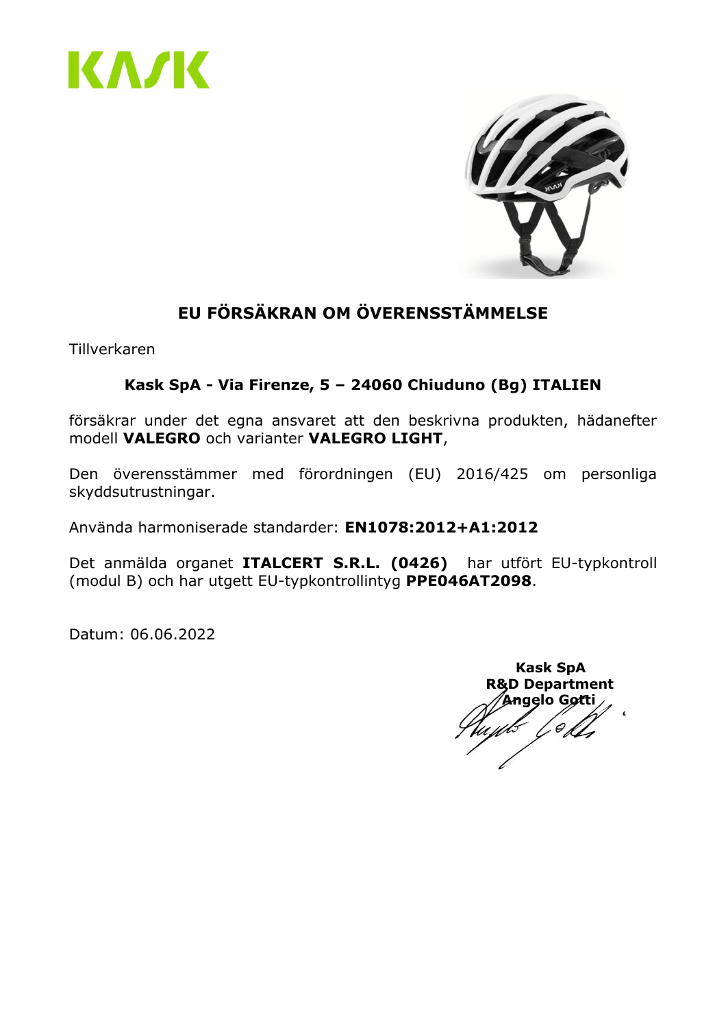# EU FÖRSÄKRAN OM ÖVERENSSTÄMMELSE

Tillverkaren

**Kask SpA - Via Firenze, 5 – 24060 Chiuduno (Bg) ITALIEN**

försäkrar under det egna ansvaret att den beskrivna produkten, hädanefter modell **VALEGRO** och varianter **VALEGRO LIGHT**,

Den överensstämmer med förordningen (EU) 2016/425 om personliga skyddsutrustningar.

Använda harmoniserade standarder: **EN1078:2012+A1:2012**

Det anmälda organet **ITALCERT S.R.L. (0426)** har utfört EU-typkontroll (modul B) och har utgett EU-typkontrollintyg **PPE046AT2098**.

Datum: 06.06.2022

**Kask SpA**
**R&D Department**
**Angelo Gotti**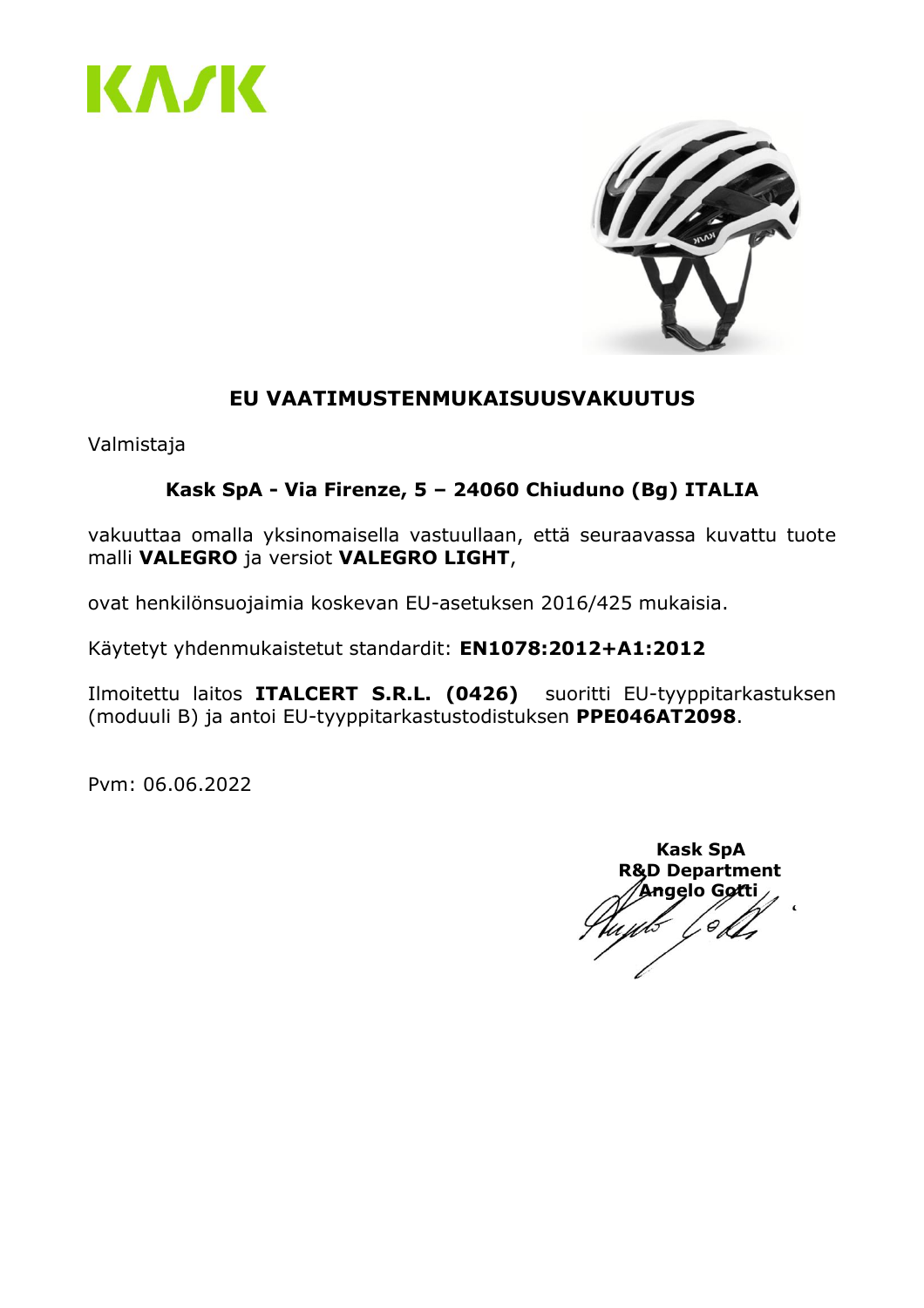# EU VAATIMUSTENMUKAISUUSVAKUUTUS

Valmistaja

**Kask SpA - Via Firenze, 5 – 24060 Chiuduno (Bg) ITALIA**

vakuuttaa omalla yksinomaisella vastuullaan, että seuraavassa kuvattu tuote malli **VALEGRO** ja versiot **VALEGRO LIGHT**,

ovat henkilönsuojaimia koskevan EU-asetuksen 2016/425 mukaisia.

Käytetyt yhdenmukaistetut standardit: **EN1078:2012+A1:2012**

Ilmoitettu laitos **ITALCERT S.R.L. (0426)** suoritti EU-tyyppitarkastuksen (moduuli B) ja antoi EU-tyyppitarkastustodistuksen **PPE046AT2098**.

Pvm: 06.06.2022

**Kask SpA**
**R&D Department**
**Angelo Gotti**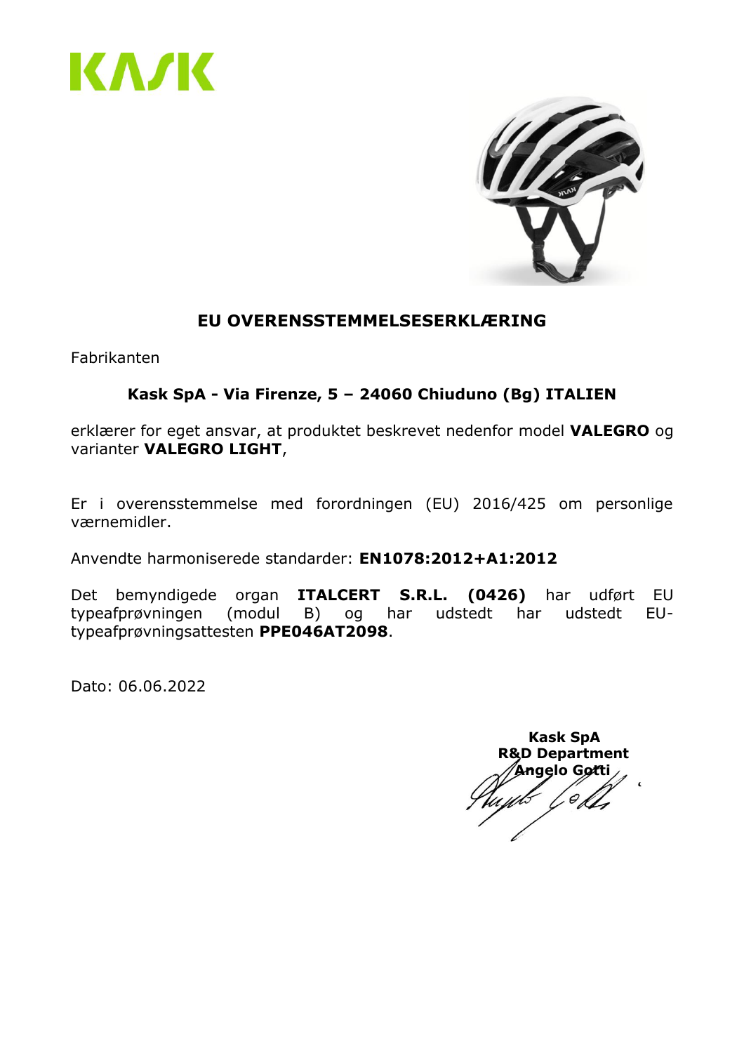# EU OVERENSSTEMMELSESERKLÆRING

Fabrikanten

**Kask SpA - Via Firenze, 5 – 24060 Chiuduno (Bg) ITALIEN**

erklærer for eget ansvar, at produktet beskrevet nedenfor model **VALEGRO** og varianter **VALEGRO LIGHT**,

Er i overensstemmelse med forordningen (EU) 2016/425 om personlige værnemidler.

Anvendte harmoniserede standarder: **EN1078:2012+A1:2012**

Det bemyndigede organ **ITALCERT S.R.L. (0426)** har udført EU typeafprøvningen (modul B) og har udstedt har udstedt EU-typeafprøvningsattesten **PPE046AT2098**.

Dato: 06.06.2022

**Kask SpA**
**R&D Department**
**Angelo Gotti**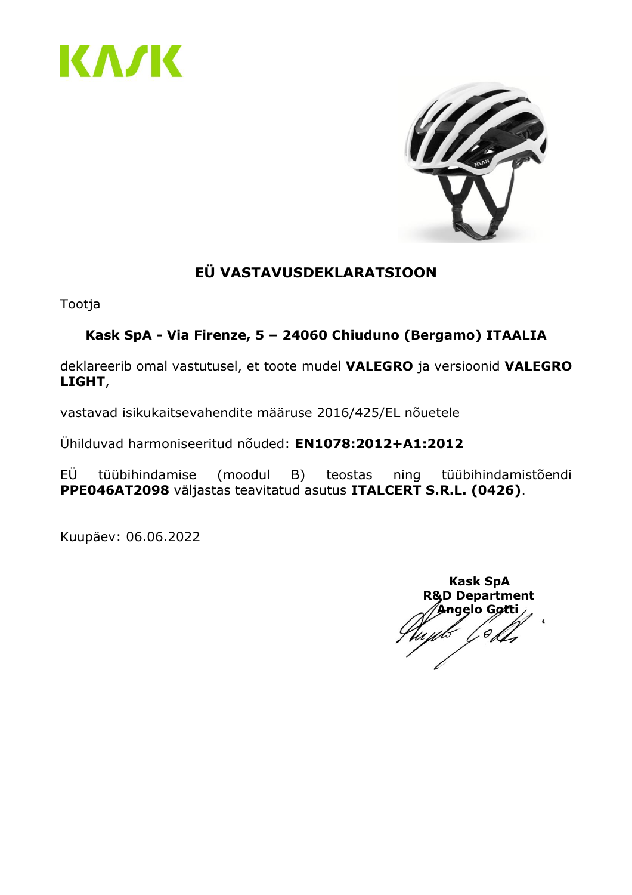KASK

# EÜ VASTAVUSDEKLARATSIOON

Tootja

**Kask SpA - Via Firenze, 5 – 24060 Chiuduno (Bergamo) ITAALIA**

deklareerib omal vastutusel, et toote mudel **VALEGRO** ja versioonid **VALEGRO LIGHT**,

vastavad isikukaitsevahendite määruse 2016/425/EL nõuetele

Ühilduvad harmoniseeritud nõuded: **EN1078:2012+A1:2012**

EÜ tüübihindamise (moodul B) teostas ning tüübihindamistõendi **PPE046AT2098** väljastas teavitatud asutus **ITALCERT S.R.L. (0426)**.

Kuupäev: 06.06.2022

**Kask SpA**
**R&D Department**
**Angelo Gotti**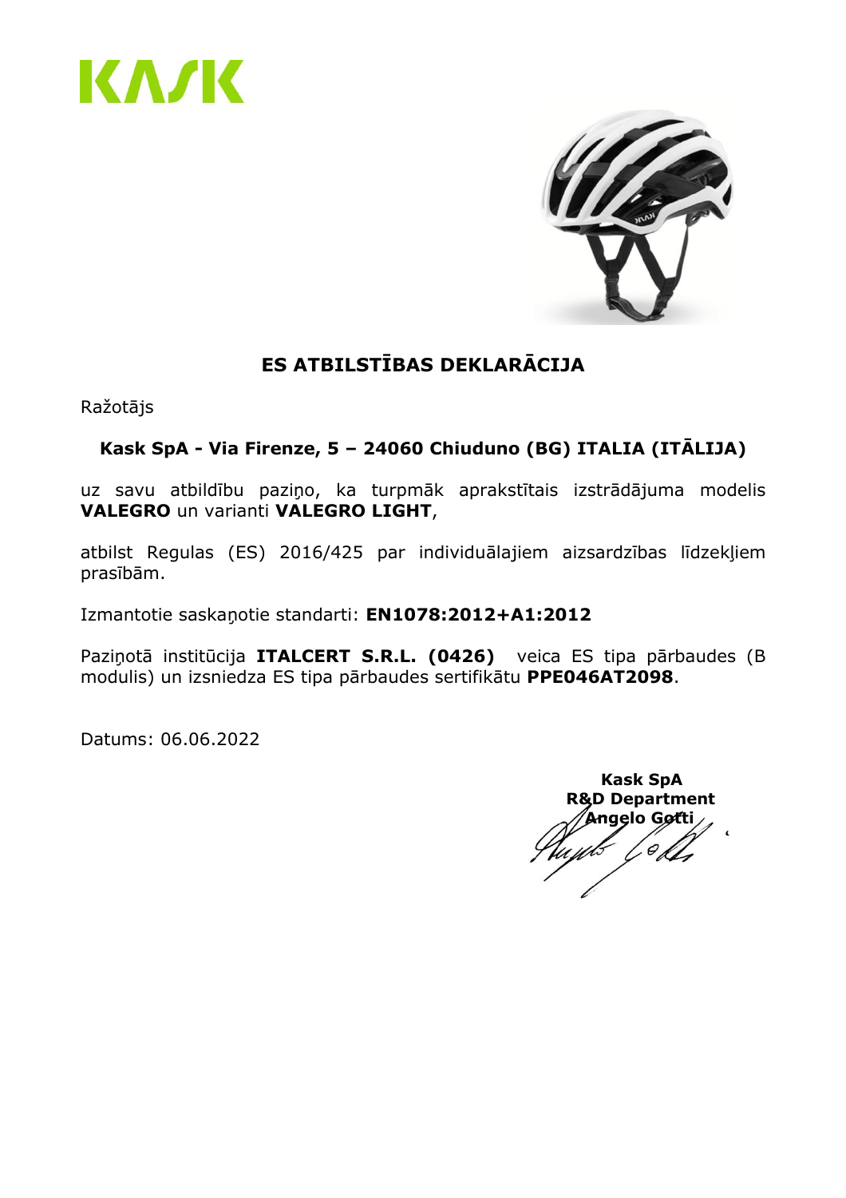KASK

# ES ATBILSTĪBAS DEKLARĀCIJA

Ražotājs

**Kask SpA - Via Firenze, 5 – 24060 Chiuduno (BG) ITALIA (ITĀLIJA)**

uz savu atbildību paziņo, ka turpmāk aprakstītais izstrādājuma modelis **VALEGRO** un varianti **VALEGRO LIGHT**,

atbilst Regulas (ES) 2016/425 par individuālajiem aizsardzības līdzekļiem prasībām.

Izmantotie saskaņotie standarti: **EN1078:2012+A1:2012**

Paziņotā institūcija **ITALCERT S.R.L. (0426)** veica ES tipa pārbaudes (B modulis) un izsniedza ES tipa pārbaudes sertifikātu **PPE046AT2098**.

Datums: 06.06.2022

**Kask SpA**
**R&D Department**
**Angelo Gotti**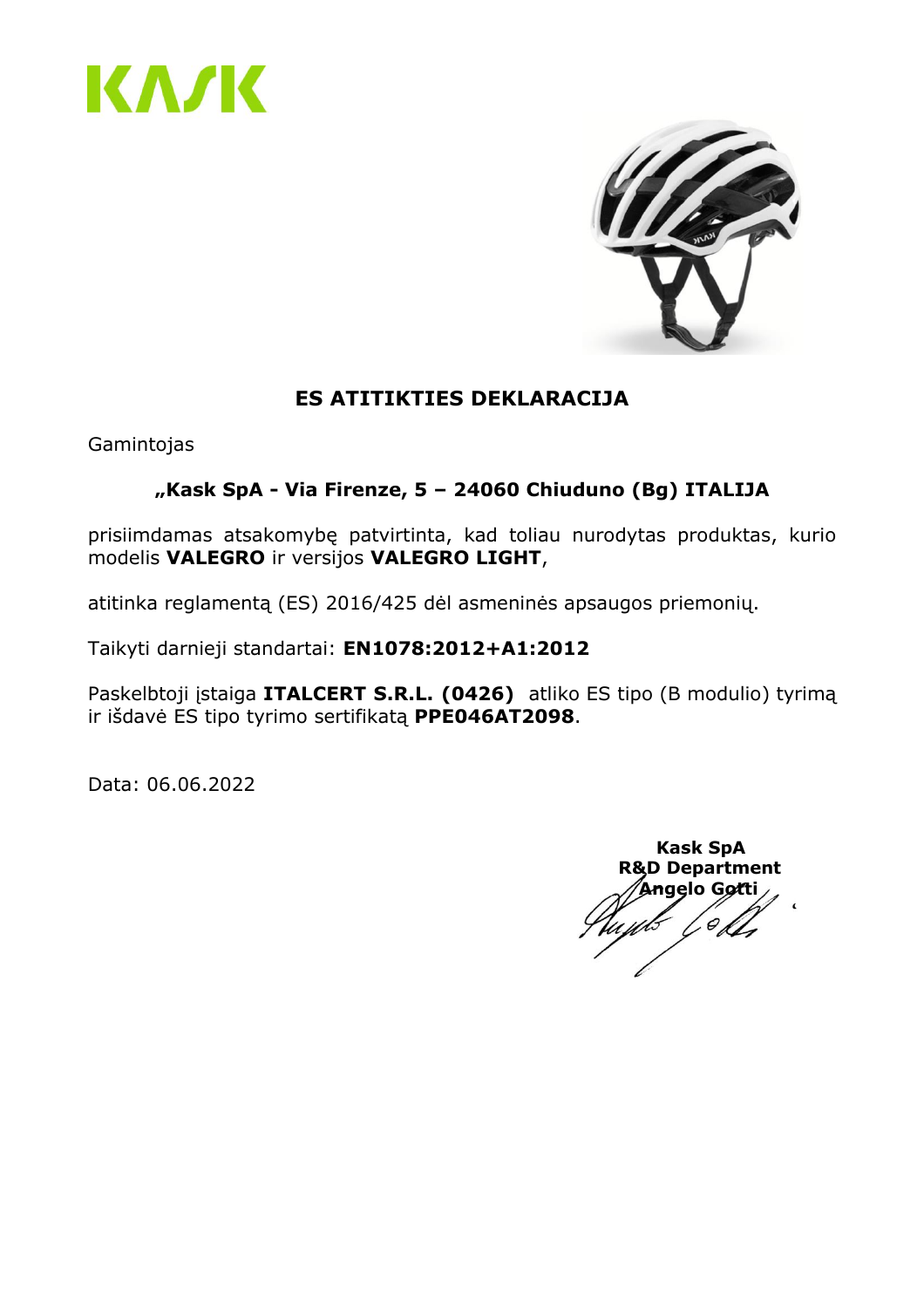KASK

## ES ATITIKTIES DEKLARACIJA

Gamintojas

**„Kask SpA - Via Firenze, 5 – 24060 Chiuduno (Bg) ITALIJA**

prisiimdamas atsakomybę patvirtinta, kad toliau nurodytas produktas, kurio modelis **VALEGRO** ir versijos **VALEGRO LIGHT**,

atitinka reglamentą (ES) 2016/425 dėl asmeninės apsaugos priemonių.

Taikyti darnieji standartai: **EN1078:2012+A1:2012**

Paskelbtoji įstaiga **ITALCERT S.R.L. (0426)** atliko ES tipo (B modulio) tyrimą ir išdavė ES tipo tyrimo sertifikatą **PPE046AT2098**.

Data: 06.06.2022

**Kask SpA**
**R&D Department**
**Angelo Gotti**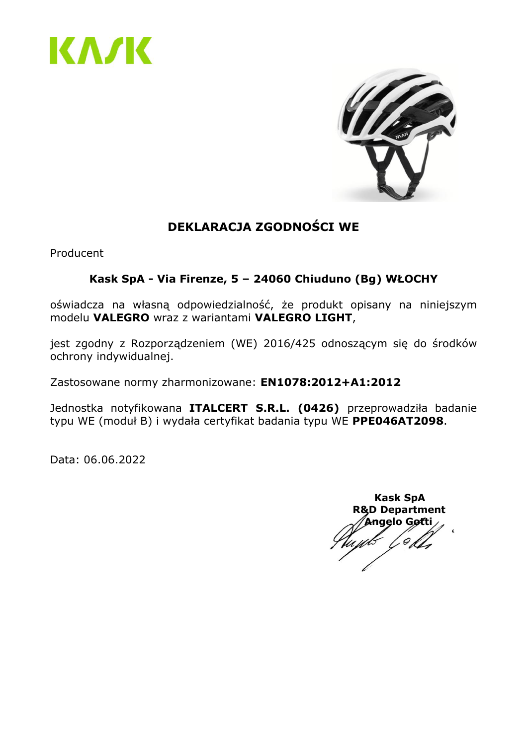KASK

## DEKLARACJA ZGODNOŚCI WE

Producent

**Kask SpA - Via Firenze, 5 – 24060 Chiuduno (Bg) WŁOCHY**

oświadcza na własną odpowiedzialność, że produkt opisany na niniejszym modelu **VALEGRO** wraz z wariantami **VALEGRO LIGHT**,

jest zgodny z Rozporządzeniem (WE) 2016/425 odnoszącym się do środków ochrony indywidualnej.

Zastosowane normy zharmonizowane: **EN1078:2012+A1:2012**

Jednostka notyfikowana **ITALCERT S.R.L. (0426)** przeprowadziła badanie typu WE (moduł B) i wydała certyfikat badania typu WE **PPE046AT2098**.

Data: 06.06.2022

**Kask SpA**
**R&D Department**
**Angelo Gotti**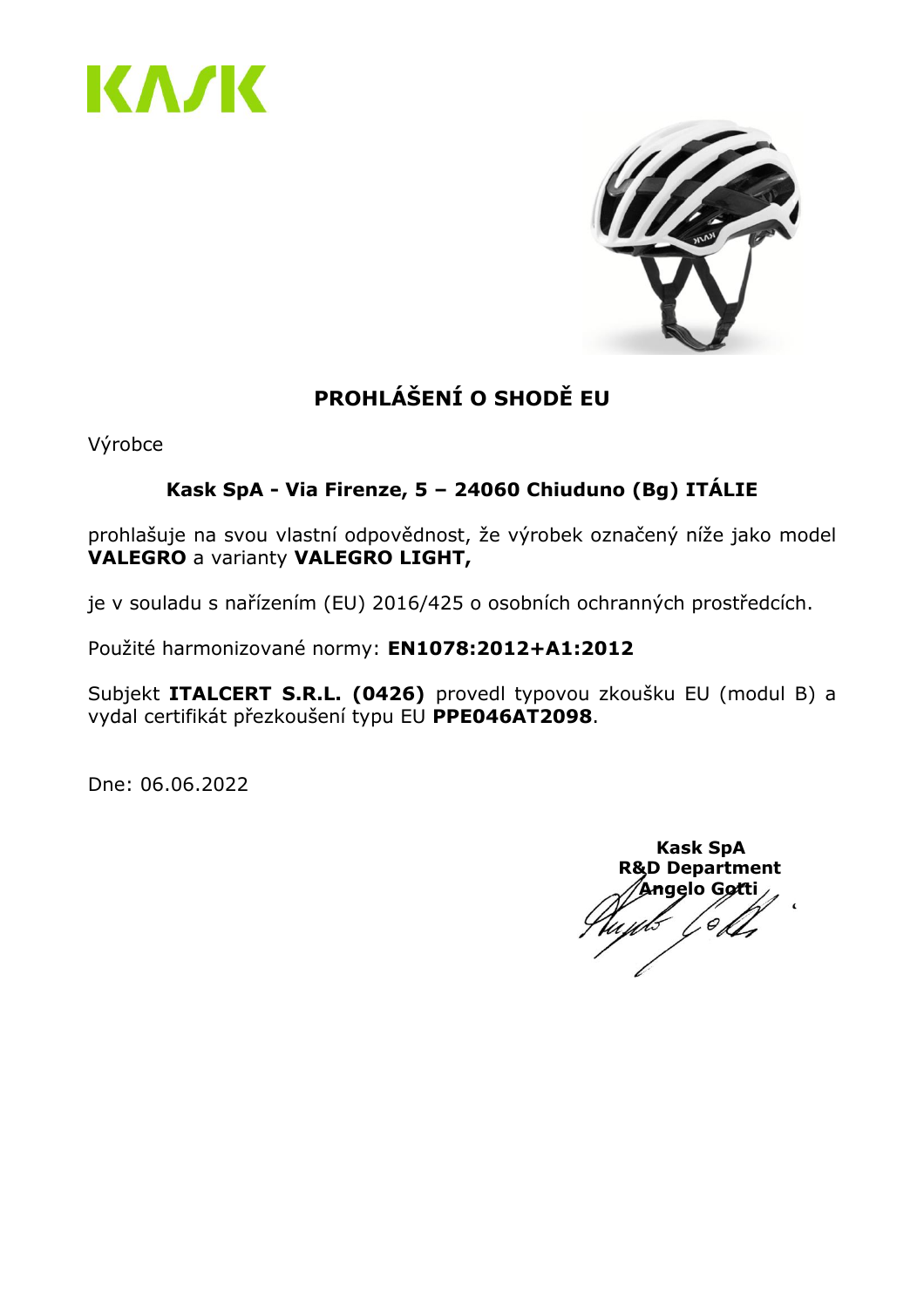KASK

# PROHLÁŠENÍ O SHODĚ EU

Výrobce

**Kask SpA - Via Firenze, 5 – 24060 Chiuduno (Bg) ITÁLIE**

prohlašuje na svou vlastní odpovědnost, že výrobek označený níže jako model **VALEGRO** a varianty **VALEGRO LIGHT,**

je v souladu s nařízením (EU) 2016/425 o osobních ochranných prostředcích.

Použité harmonizované normy: **EN1078:2012+A1:2012**

Subjekt **ITALCERT S.R.L. (0426)** provedl typovou zkoušku EU (modul B) a vydal certifikát přezkoušení typu EU **PPE046AT2098**.

Dne: 06.06.2022

**Kask SpA**
**R&D Department**
**Angelo Gotti**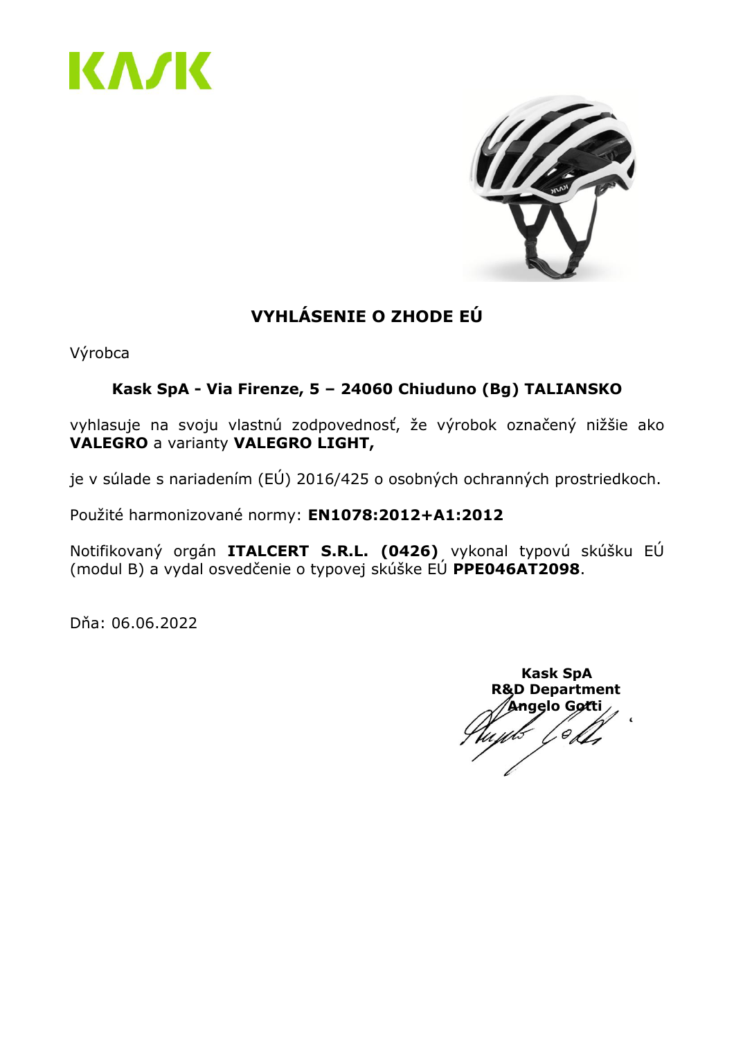KASK

## VYHLÁSENIE O ZHODE EÚ

Výrobca

**Kask SpA - Via Firenze, 5 – 24060 Chiuduno (Bg) TALIANSKO**

vyhlasuje na svoju vlastnú zodpovednosť, že výrobok označený nižšie ako **VALEGRO** a varianty **VALEGRO LIGHT,**

je v súlade s nariadením (EÚ) 2016/425 o osobných ochranných prostriedkoch.

Použité harmonizované normy: **EN1078:2012+A1:2012**

Notifikovaný orgán **ITALCERT S.R.L. (0426)** vykonal typovú skúšku EÚ (modul B) a vydal osvedčenie o typovej skúške EÚ **PPE046AT2098**.

Dňa: 06.06.2022

**Kask SpA**
**R&D Department**
**Angelo Gotti**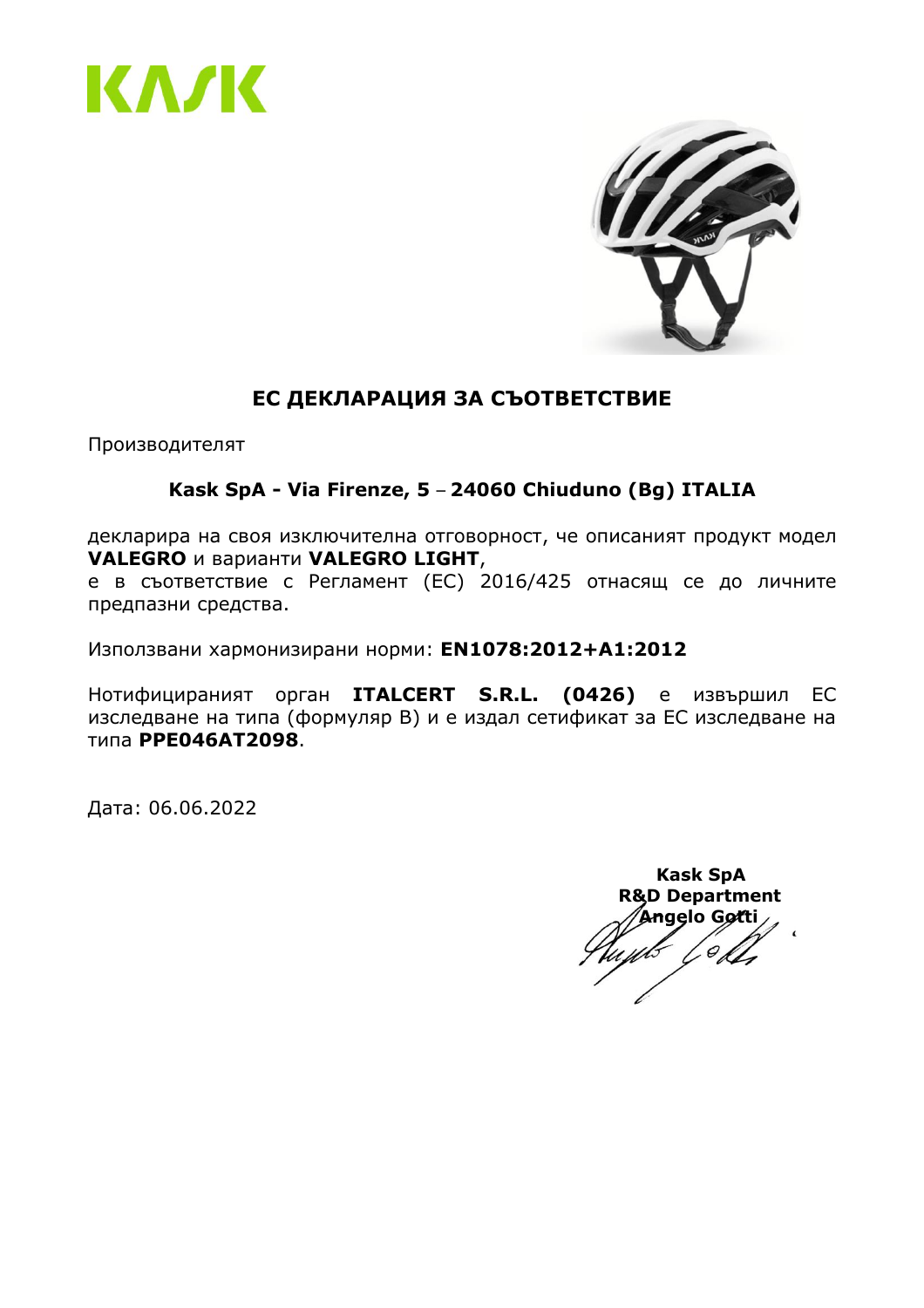# ЕС ДЕКЛАРАЦИЯ ЗА СЪОТВЕТСТВИЕ

Производителят

**Kask SpA - Via Firenze, 5 – 24060 Chiuduno (Bg) ITALIA**

декларира на своя изключителна отговорност, че описаният продукт модел **VALEGRO** и варианти **VALEGRO LIGHT**,
е в съответствие с Регламент (ЕС) 2016/425 отнасящ се до личните предпазни средства.

Използвани хармонизирани норми: **EN1078:2012+A1:2012**

Нотифицираният орган **ITALCERT S.R.L. (0426)** е извършил ЕС изследване на типа (формуляр B) и е издал сетификат за ЕС изследване на типа **PPE046AT2098**.

Дата: 06.06.2022

**Kask SpA**
**R&D Department**
**Angelo Gotti**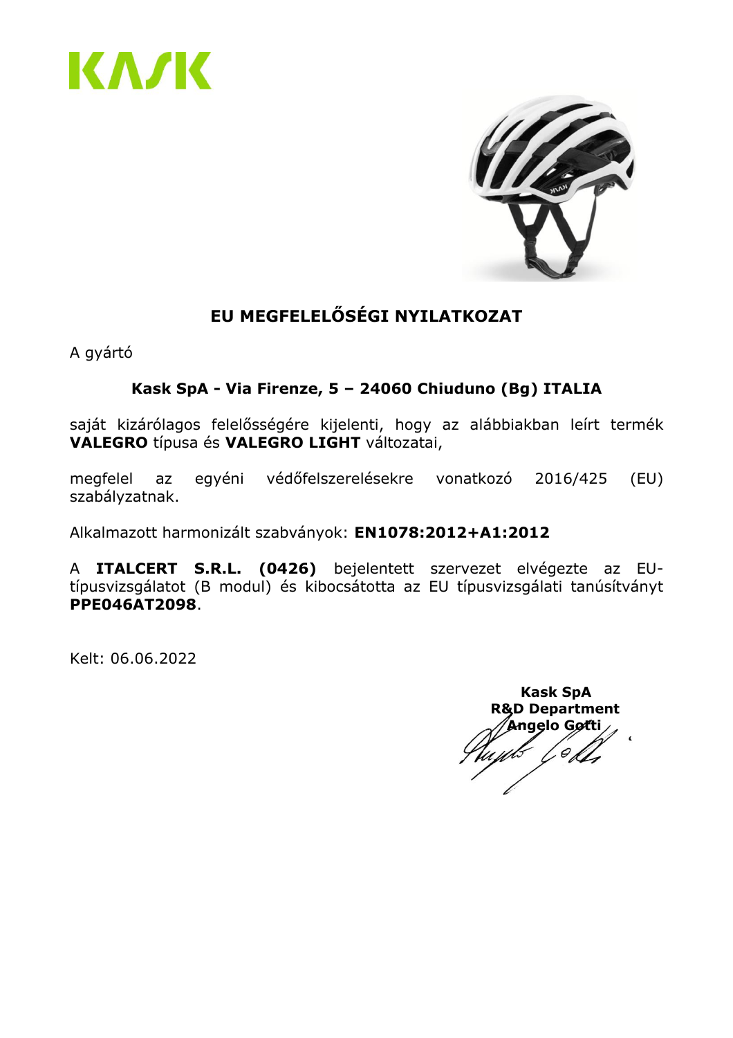# EU MEGFELELŐSÉGI NYILATKOZAT

A gyártó

**Kask SpA - Via Firenze, 5 – 24060 Chiuduno (Bg) ITALIA**

saját kizárólagos felelősségére kijelenti, hogy az alábbiakban leírt termék **VALEGRO** típusa és **VALEGRO LIGHT** változatai,

megfelel az egyéni védőfelszerelésekre vonatkozó 2016/425 (EU) szabályzatnak.

Alkalmazott harmonizált szabványok: **EN1078:2012+A1:2012**

A **ITALCERT S.R.L. (0426)** bejelentett szervezet elvégezte az EU-típusvizsgálatot (B modul) és kibocsátotta az EU típusvizsgálati tanúsítványt **PPE046AT2098**.

Kelt: 06.06.2022

**Kask SpA**
**R&D Department**
**Angelo Gotti**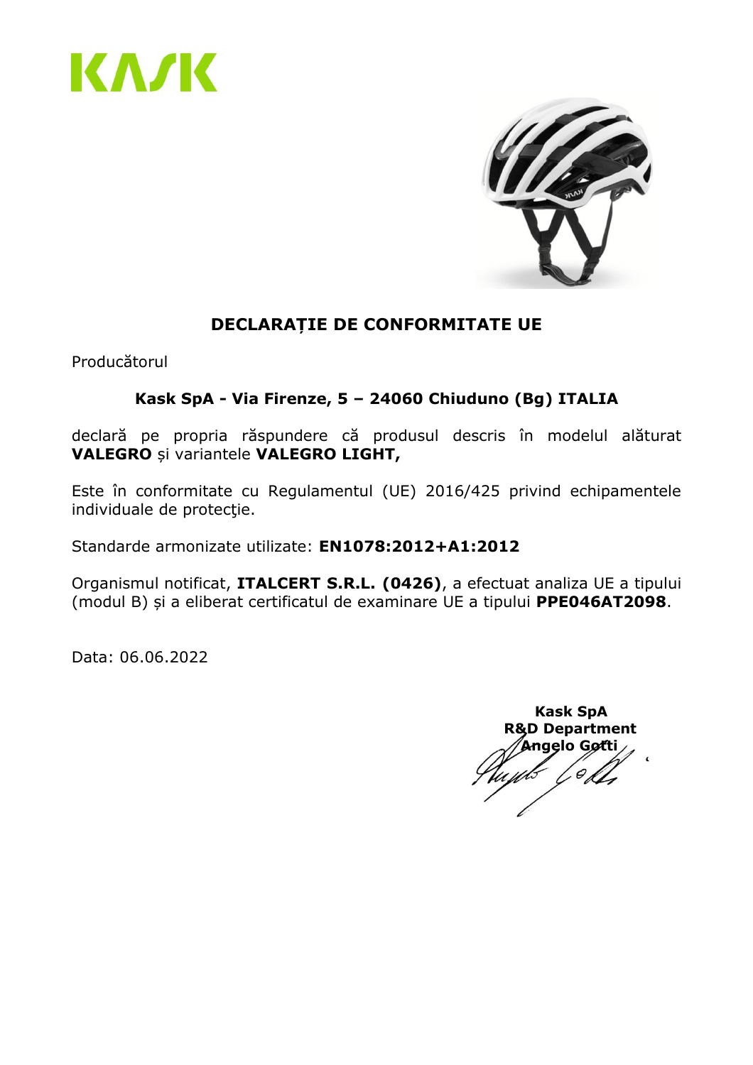# DECLARAȚIE DE CONFORMITATE UE

Producătorul

**Kask SpA - Via Firenze, 5 – 24060 Chiuduno (Bg) ITALIA**

declară pe propria răspundere că produsul descris în modelul alăturat **VALEGRO** și variantele **VALEGRO LIGHT,**

Este în conformitate cu Regulamentul (UE) 2016/425 privind echipamentele individuale de protecţie.

Standarde armonizate utilizate: **EN1078:2012+A1:2012**

Organismul notificat, **ITALCERT S.R.L. (0426)**, a efectuat analiza UE a tipului (modul B) și a eliberat certificatul de examinare UE a tipului **PPE046AT2098**.

Data: 06.06.2022

**Kask SpA**
**R&D Department**
**Angelo Gotti**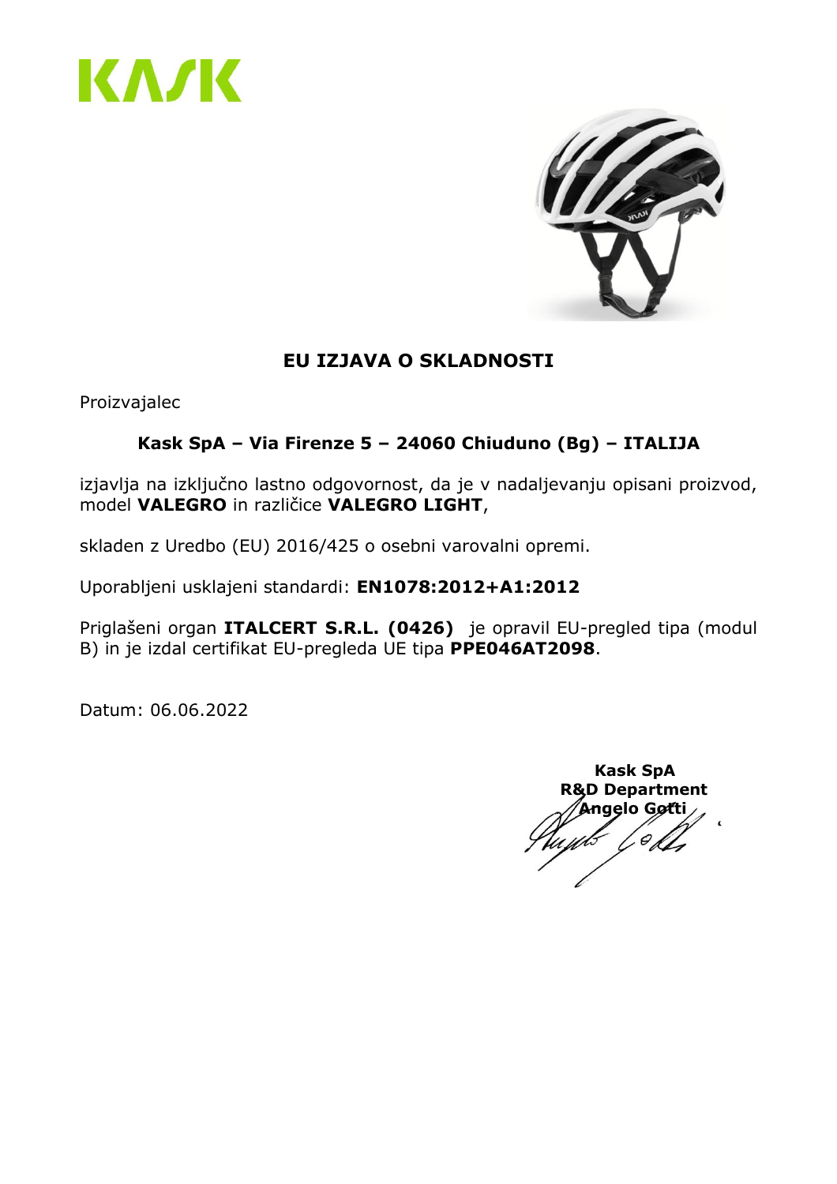KASK

# EU IZJAVA O SKLADNOSTI

Proizvajalec

**Kask SpA – Via Firenze 5 – 24060 Chiuduno (Bg) – ITALIJA**

izjavlja na izključno lastno odgovornost, da je v nadaljevanju opisani proizvod, model **VALEGRO** in različice **VALEGRO LIGHT**,

skladen z Uredbo (EU) 2016/425 o osebni varovalni opremi.

Uporabljeni usklajeni standardi: **EN1078:2012+A1:2012**

Priglašeni organ **ITALCERT S.R.L. (0426)** je opravil EU-pregled tipa (modul B) in je izdal certifikat EU-pregleda UE tipa **PPE046AT2098**.

Datum: 06.06.2022

**Kask SpA**
**R&D Department**
**Angelo Gotti**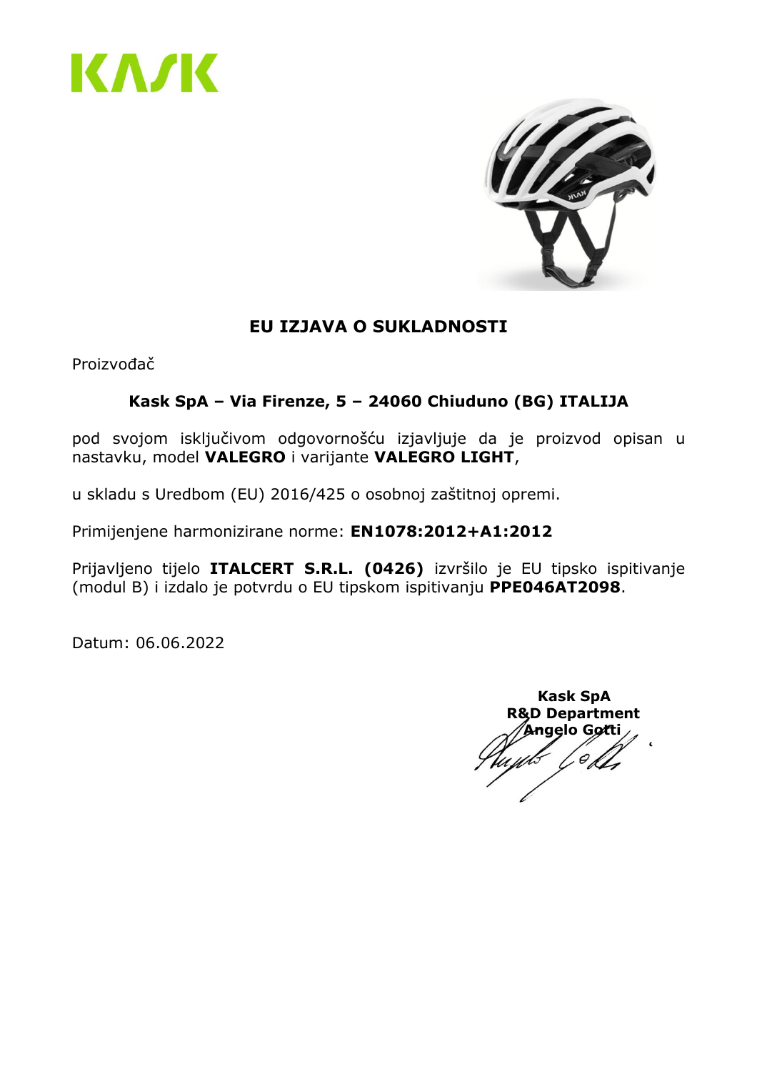KASK

## EU IZJAVA O SUKLADNOSTI

Proizvođač

**Kask SpA – Via Firenze, 5 – 24060 Chiuduno (BG) ITALIJA**

pod svojom isključivom odgovornošću izjavljuje da je proizvod opisan u nastavku, model **VALEGRO** i varijante **VALEGRO LIGHT**,

u skladu s Uredbom (EU) 2016/425 o osobnoj zaštitnoj opremi.

Primijenjene harmonizirane norme: **EN1078:2012+A1:2012**

Prijavljeno tijelo **ITALCERT S.R.L. (0426)** izvršilo je EU tipsko ispitivanje (modul B) i izdalo je potvrdu o EU tipskom ispitivanju **PPE046AT2098**.

Datum: 06.06.2022

**Kask SpA**
**R&D Department**
**Angelo Gotti**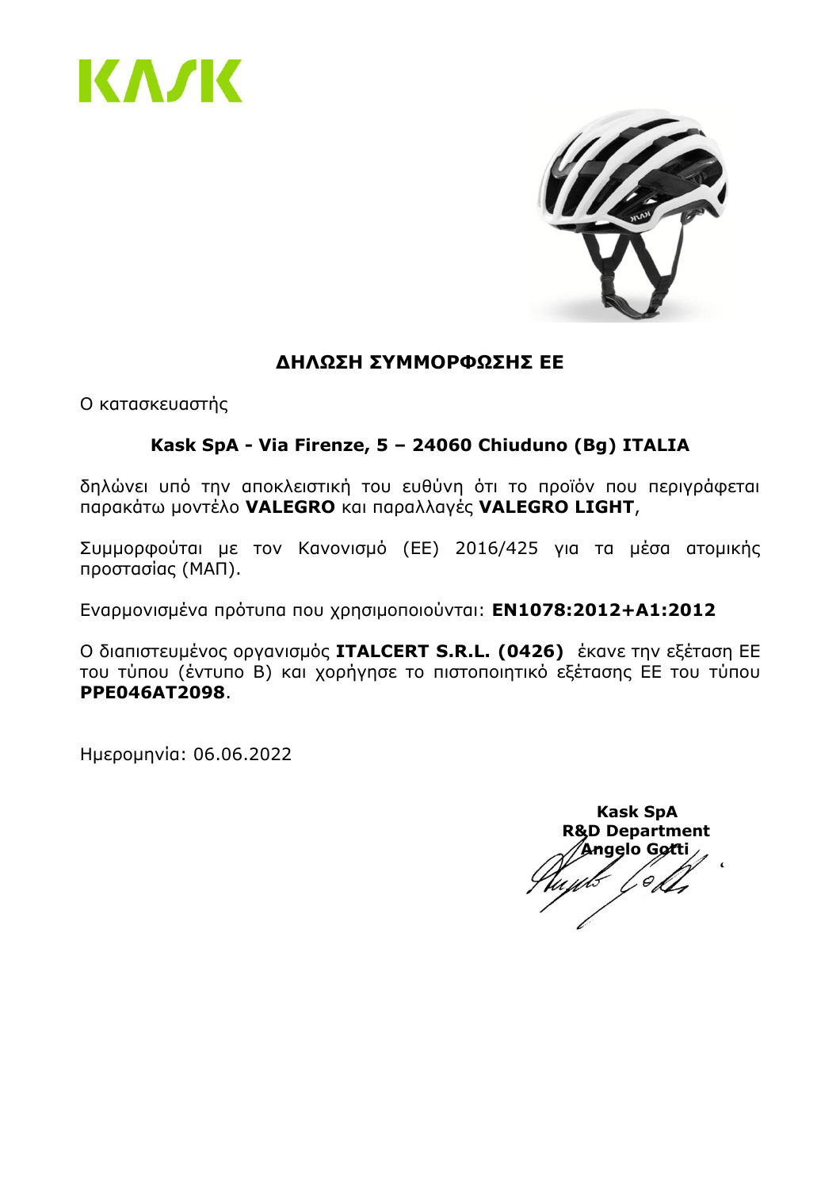KASK

## ΔΗΛΩΣΗ ΣΥΜΜΟΡΦΩΣΗΣ ΕΕ

Ο κατασκευαστής

**Kask SpA - Via Firenze, 5 – 24060 Chiuduno (Bg) ITALIA**

δηλώνει υπό την αποκλειστική του ευθύνη ότι το προϊόν που περιγράφεται παρακάτω μοντέλο **VALEGRO** και παραλλαγές **VALEGRO LIGHT**,

Συμμορφούται με τον Κανονισμό (ΕΕ) 2016/425 για τα μέσα ατομικής προστασίας (ΜΑΠ).

Εναρμονισμένα πρότυπα που χρησιμοποιούνται: **EN1078:2012+A1:2012**

Ο διαπιστευμένος οργανισμός **ITALCERT S.R.L. (0426)** έκανε την εξέταση ΕΕ του τύπου (έντυπο B) και χορήγησε το πιστοποιητικό εξέτασης ΕΕ του τύπου **PPE046AT2098**.

Ημερομηνία: 06.06.2022

**Kask SpA**
**R&D Department**
**Angelo Gotti**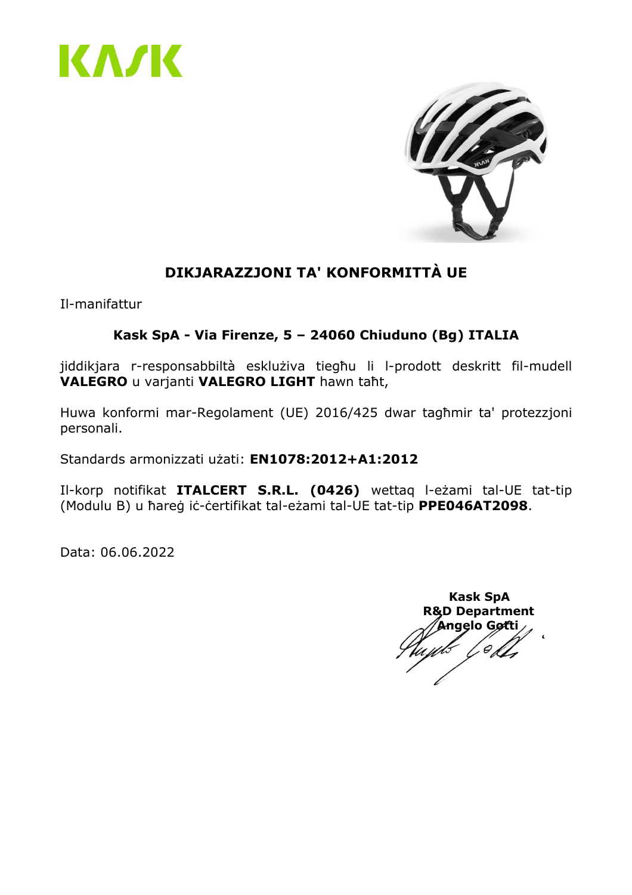KASK

## DIKJARAZZJONI TA' KONFORMITTÀ UE

Il-manifattur

**Kask SpA - Via Firenze, 5 – 24060 Chiuduno (Bg) ITALIA**

jiddikjara r-responsabbiltà esklużiva tiegħu li l-prodott deskritt fil-mudell **VALEGRO** u varjanti **VALEGRO LIGHT** hawn taħt,

Huwa konformi mar-Regolament (UE) 2016/425 dwar tagħmir ta' protezzjoni personali.

Standards armonizzati użati: **EN1078:2012+A1:2012**

Il-korp notifikat **ITALCERT S.R.L. (0426)** wettaq l-eżami tal-UE tat-tip (Modulu B) u ħareġ iċ-ċertifikat tal-eżami tal-UE tat-tip **PPE046AT2098**.

Data: 06.06.2022

**Kask SpA**
**R&D Department**
**Angelo Gotti**